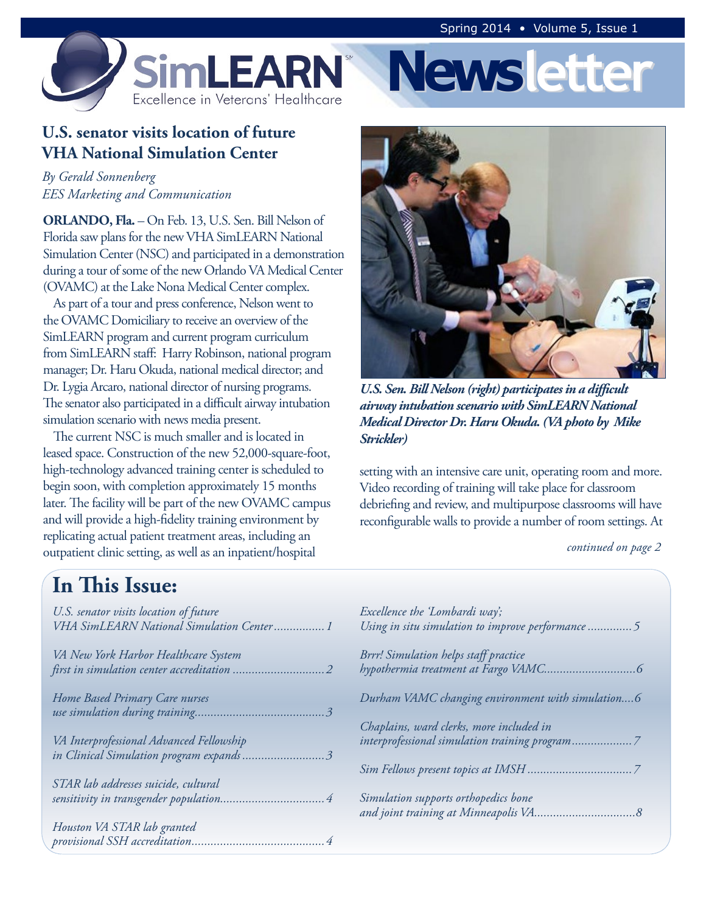# SimLEARN Newsletter

Excellence in Veterans' Healthcare

Spring 2014 • Volume 5, Issue 1

## U.S. senator visits location of future VHA National Simulation Center

*By Gerald Sonnenberg*
*EES Marketing and Communication*

**ORLANDO, Fla.** – On Feb. 13, U.S. Sen. Bill Nelson of Florida saw plans for the new VHA SimLEARN National Simulation Center (NSC) and participated in a demonstration during a tour of some of the new Orlando VA Medical Center (OVAMC) at the Lake Nona Medical Center complex.

As part of a tour and press conference, Nelson went to the OVAMC Domiciliary to receive an overview of the SimLEARN program and current program curriculum from SimLEARN staff: Harry Robinson, national program manager; Dr. Haru Okuda, national medical director; and Dr. Lygia Arcaro, national director of nursing programs. The senator also participated in a difficult airway intubation simulation scenario with news media present.

The current NSC is much smaller and is located in leased space. Construction of the new 52,000-square-foot, high-technology advanced training center is scheduled to begin soon, with completion approximately 15 months later. The facility will be part of the new OVAMC campus and will provide a high-fidelity training environment by replicating actual patient treatment areas, including an outpatient clinic setting, as well as an inpatient/hospital setting with an intensive care unit, operating room and more. Video recording of training will take place for classroom debriefing and review, and multipurpose classrooms will have reconfigurable walls to provide a number of room settings. At

***U.S. Sen. Bill Nelson (right) participates in a difficult airway intubation scenario with SimLEARN National Medical Director Dr. Haru Okuda. (VA photo by Mike Strickler)***

*continued on page 2*

## In This Issue:

- *U.S. senator visits location of future VHA SimLEARN National Simulation Center* ................ 1
- *VA New York Harbor Healthcare System first in simulation center accreditation* ................ 2
- *Home Based Primary Care nurses use simulation during training* ................ 3
- *VA Interprofessional Advanced Fellowship in Clinical Simulation program expands* ................ 3
- *STAR lab addresses suicide, cultural sensitivity in transgender population* ................ 4
- *Houston VA STAR lab granted provisional SSH accreditation* ................ 4
- *Excellence the 'Lombardi way'; Using in situ simulation to improve performance* ................ 5
- *Brrr! Simulation helps staff practice hypothermia treatment at Fargo VAMC* ................ 6
- *Durham VAMC changing environment with simulation* ....6
- *Chaplains, ward clerks, more included in interprofessional simulation training program* ................ 7
- *Sim Fellows present topics at IMSH* ................ 7
- *Simulation supports orthopedics bone and joint training at Minneapolis VA* ................ 8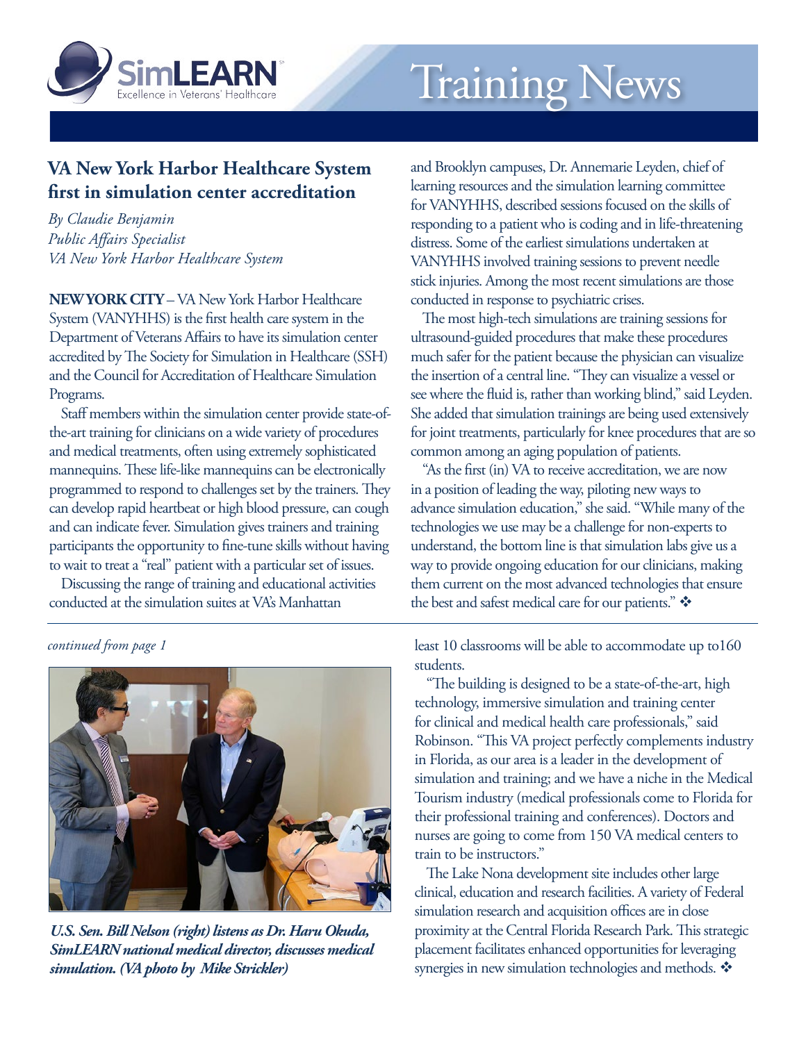# Training News

## VA New York Harbor Healthcare System first in simulation center accreditation

*By Claudie Benjamin*
*Public Affairs Specialist*
*VA New York Harbor Healthcare System*

**NEW YORK CITY** – VA New York Harbor Healthcare System (VANYHHS) is the first health care system in the Department of Veterans Affairs to have its simulation center accredited by The Society for Simulation in Healthcare (SSH) and the Council for Accreditation of Healthcare Simulation Programs.

Staff members within the simulation center provide state-of-the-art training for clinicians on a wide variety of procedures and medical treatments, often using extremely sophisticated mannequins. These life-like mannequins can be electronically programmed to respond to challenges set by the trainers. They can develop rapid heartbeat or high blood pressure, can cough and can indicate fever. Simulation gives trainers and training participants the opportunity to fine-tune skills without having to wait to treat a "real" patient with a particular set of issues.

Discussing the range of training and educational activities conducted at the simulation suites at VA's Manhattan and Brooklyn campuses, Dr. Annemarie Leyden, chief of learning resources and the simulation learning committee for VANYHHS, described sessions focused on the skills of responding to a patient who is coding and in life-threatening distress. Some of the earliest simulations undertaken at VANYHHS involved training sessions to prevent needle stick injuries. Among the most recent simulations are those conducted in response to psychiatric crises.

The most high-tech simulations are training sessions for ultrasound-guided procedures that make these procedures much safer for the patient because the physician can visualize the insertion of a central line. "They can visualize a vessel or see where the fluid is, rather than working blind," said Leyden. She added that simulation trainings are being used extensively for joint treatments, particularly for knee procedures that are so common among an aging population of patients.

"As the first (in) VA to receive accreditation, we are now in a position of leading the way, piloting new ways to advance simulation education," she said. "While many of the technologies we use may be a challenge for non-experts to understand, the bottom line is that simulation labs give us a way to provide ongoing education for our clinicians, making them current on the most advanced technologies that ensure the best and safest medical care for our patients." ❖

---

*continued from page 1*

***U.S. Sen. Bill Nelson (right) listens as Dr. Haru Okuda, SimLEARN national medical director, discusses medical simulation. (VA photo by Mike Strickler)***

least 10 classrooms will be able to accommodate up to160 students.

"The building is designed to be a state-of-the-art, high technology, immersive simulation and training center for clinical and medical health care professionals," said Robinson. "This VA project perfectly complements industry in Florida, as our area is a leader in the development of simulation and training; and we have a niche in the Medical Tourism industry (medical professionals come to Florida for their professional training and conferences). Doctors and nurses are going to come from 150 VA medical centers to train to be instructors."

The Lake Nona development site includes other large clinical, education and research facilities. A variety of Federal simulation research and acquisition offices are in close proximity at the Central Florida Research Park. This strategic placement facilitates enhanced opportunities for leveraging synergies in new simulation technologies and methods. ❖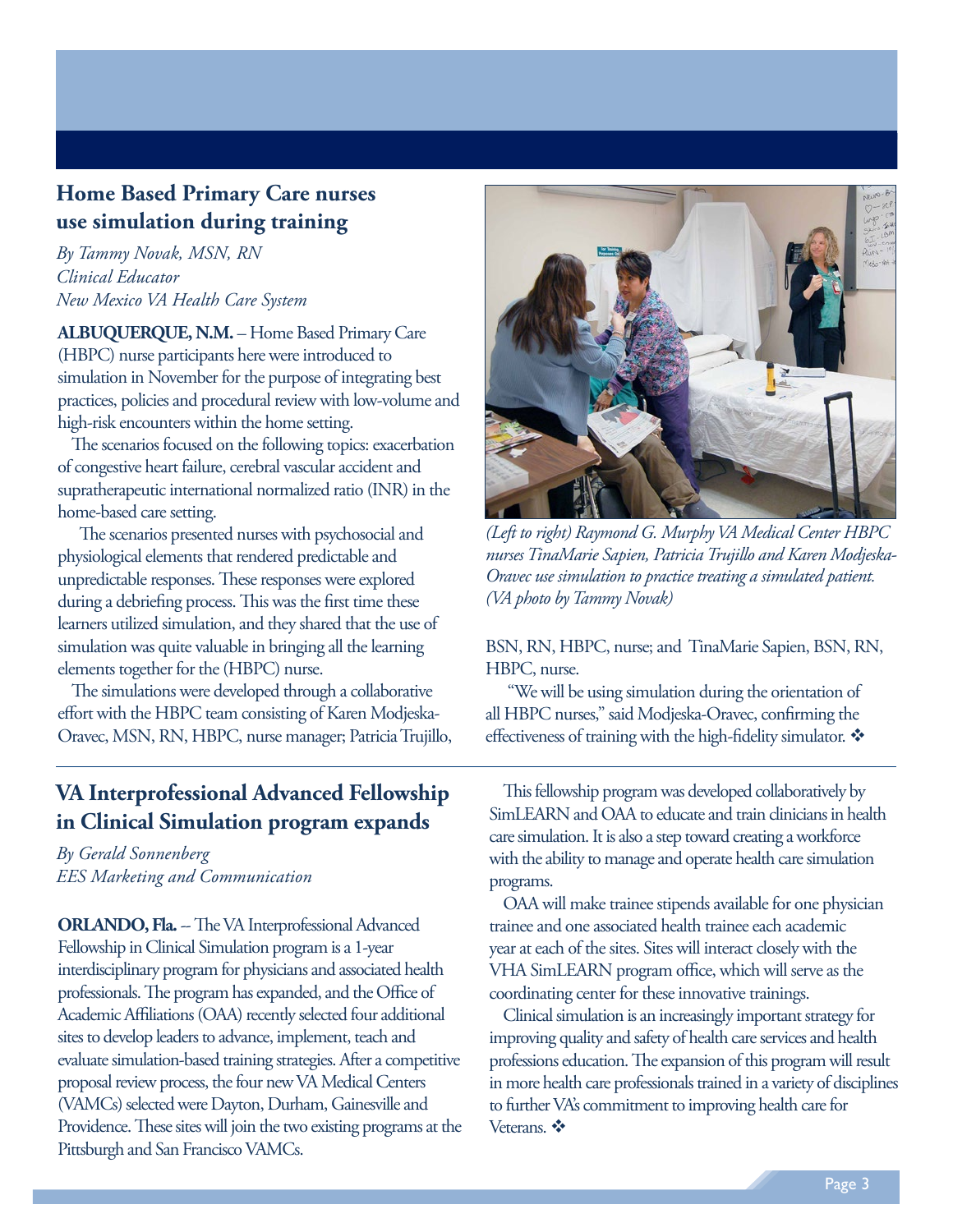## Home Based Primary Care nurses use simulation during training

*By Tammy Novak, MSN, RN*
*Clinical Educator*
*New Mexico VA Health Care System*

**ALBUQUERQUE, N.M.** – Home Based Primary Care (HBPC) nurse participants here were introduced to simulation in November for the purpose of integrating best practices, policies and procedural review with low-volume and high-risk encounters within the home setting.

The scenarios focused on the following topics: exacerbation of congestive heart failure, cerebral vascular accident and supratherapeutic international normalized ratio (INR) in the home-based care setting.

The scenarios presented nurses with psychosocial and physiological elements that rendered predictable and unpredictable responses. These responses were explored during a debriefing process. This was the first time these learners utilized simulation, and they shared that the use of simulation was quite valuable in bringing all the learning elements together for the (HBPC) nurse.

The simulations were developed through a collaborative effort with the HBPC team consisting of Karen Modjeska-Oravec, MSN, RN, HBPC, nurse manager; Patricia Trujillo, BSN, RN, HBPC, nurse; and TinaMarie Sapien, BSN, RN, HBPC, nurse.

*(Left to right) Raymond G. Murphy VA Medical Center HBPC nurses TinaMarie Sapien, Patricia Trujillo and Karen Modjeska-Oravec use simulation to practice treating a simulated patient. (VA photo by Tammy Novak)*

"We will be using simulation during the orientation of all HBPC nurses," said Modjeska-Oravec, confirming the effectiveness of training with the high-fidelity simulator. ❖

## VA Interprofessional Advanced Fellowship in Clinical Simulation program expands

*By Gerald Sonnenberg*
*EES Marketing and Communication*

**ORLANDO, Fla.** – The VA Interprofessional Advanced Fellowship in Clinical Simulation program is a 1-year interdisciplinary program for physicians and associated health professionals. The program has expanded, and the Office of Academic Affiliations (OAA) recently selected four additional sites to develop leaders to advance, implement, teach and evaluate simulation-based training strategies. After a competitive proposal review process, the four new VA Medical Centers (VAMCs) selected were Dayton, Durham, Gainesville and Providence. These sites will join the two existing programs at the Pittsburgh and San Francisco VAMCs.

This fellowship program was developed collaboratively by SimLEARN and OAA to educate and train clinicians in health care simulation. It is also a step toward creating a workforce with the ability to manage and operate health care simulation programs.

OAA will make trainee stipends available for one physician trainee and one associated health trainee each academic year at each of the sites. Sites will interact closely with the VHA SimLEARN program office, which will serve as the coordinating center for these innovative trainings.

Clinical simulation is an increasingly important strategy for improving quality and safety of health care services and health professions education. The expansion of this program will result in more health care professionals trained in a variety of disciplines to further VA's commitment to improving health care for Veterans. ❖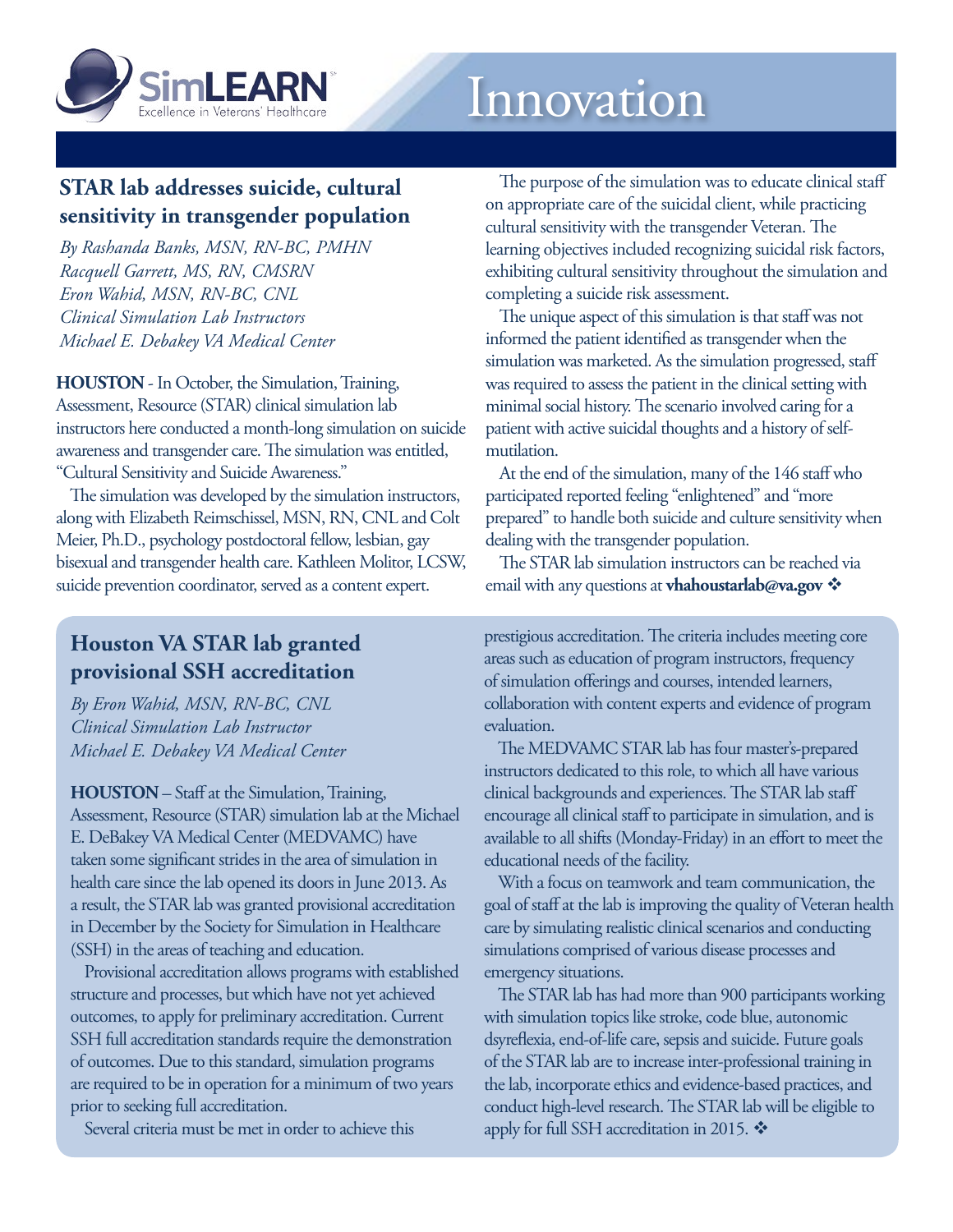# Innovation

## STAR lab addresses suicide, cultural sensitivity in transgender population

*By Rashanda Banks, MSN, RN-BC, PMHN*
*Racquell Garrett, MS, RN, CMSRN*
*Eron Wahid, MSN, RN-BC, CNL*
*Clinical Simulation Lab Instructors*
*Michael E. Debakey VA Medical Center*

**HOUSTON** - In October, the Simulation, Training, Assessment, Resource (STAR) clinical simulation lab instructors here conducted a month-long simulation on suicide awareness and transgender care. The simulation was entitled, "Cultural Sensitivity and Suicide Awareness."

The simulation was developed by the simulation instructors, along with Elizabeth Reimschissel, MSN, RN, CNL and Colt Meier, Ph.D., psychology postdoctoral fellow, lesbian, gay bisexual and transgender health care. Kathleen Molitor, LCSW, suicide prevention coordinator, served as a content expert.

The purpose of the simulation was to educate clinical staff on appropriate care of the suicidal client, while practicing cultural sensitivity with the transgender Veteran. The learning objectives included recognizing suicidal risk factors, exhibiting cultural sensitivity throughout the simulation and completing a suicide risk assessment.

The unique aspect of this simulation is that staff was not informed the patient identified as transgender when the simulation was marketed. As the simulation progressed, staff was required to assess the patient in the clinical setting with minimal social history. The scenario involved caring for a patient with active suicidal thoughts and a history of self-mutilation.

At the end of the simulation, many of the 146 staff who participated reported feeling "enlightened" and "more prepared" to handle both suicide and culture sensitivity when dealing with the transgender population.

The STAR lab simulation instructors can be reached via email with any questions at **vhahoustarlab@va.gov** ❖

## Houston VA STAR lab granted provisional SSH accreditation

*By Eron Wahid, MSN, RN-BC, CNL*
*Clinical Simulation Lab Instructor*
*Michael E. Debakey VA Medical Center*

**HOUSTON** – Staff at the Simulation, Training, Assessment, Resource (STAR) simulation lab at the Michael E. DeBakey VA Medical Center (MEDVAMC) have taken some significant strides in the area of simulation in health care since the lab opened its doors in June 2013. As a result, the STAR lab was granted provisional accreditation in December by the Society for Simulation in Healthcare (SSH) in the areas of teaching and education.

Provisional accreditation allows programs with established structure and processes, but which have not yet achieved outcomes, to apply for preliminary accreditation. Current SSH full accreditation standards require the demonstration of outcomes. Due to this standard, simulation programs are required to be in operation for a minimum of two years prior to seeking full accreditation.

Several criteria must be met in order to achieve this prestigious accreditation. The criteria includes meeting core areas such as education of program instructors, frequency of simulation offerings and courses, intended learners, collaboration with content experts and evidence of program evaluation.

The MEDVAMC STAR lab has four master's-prepared instructors dedicated to this role, to which all have various clinical backgrounds and experiences. The STAR lab staff encourage all clinical staff to participate in simulation, and is available to all shifts (Monday-Friday) in an effort to meet the educational needs of the facility.

With a focus on teamwork and team communication, the goal of staff at the lab is improving the quality of Veteran health care by simulating realistic clinical scenarios and conducting simulations comprised of various disease processes and emergency situations.

The STAR lab has had more than 900 participants working with simulation topics like stroke, code blue, autonomic dysreflexia, end-of-life care, sepsis and suicide. Future goals of the STAR lab are to increase inter-professional training in the lab, incorporate ethics and evidence-based practices, and conduct high-level research. The STAR lab will be eligible to apply for full SSH accreditation in 2015. ❖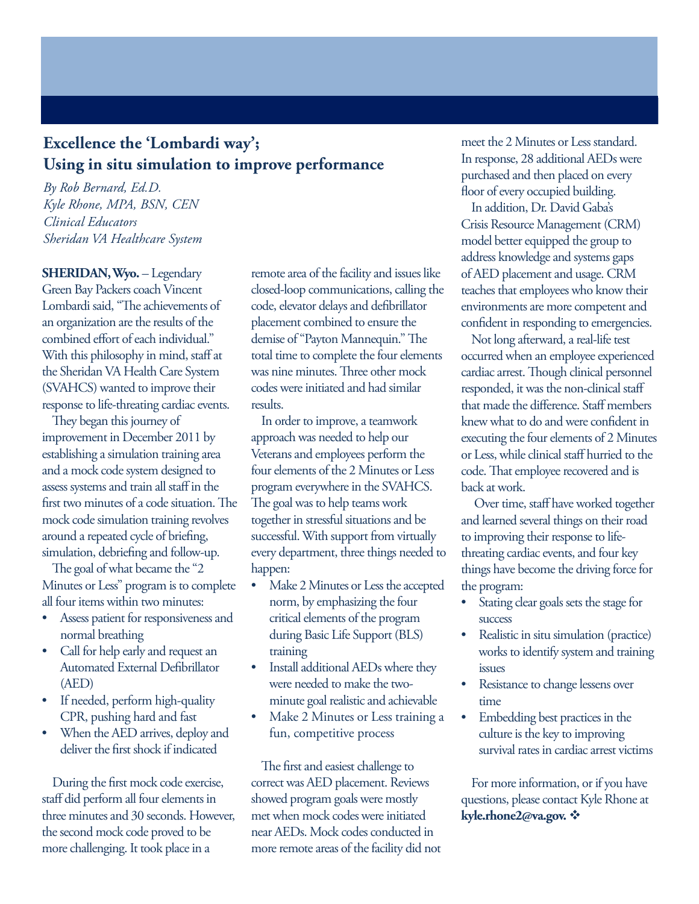## Excellence the 'Lombardi way';
## Using in situ simulation to improve performance

*By Rob Bernard, Ed.D.*
*Kyle Rhone, MPA, BSN, CEN*
*Clinical Educators*
*Sheridan VA Healthcare System*

**SHERIDAN, Wyo.** – Legendary Green Bay Packers coach Vincent Lombardi said, "The achievements of an organization are the results of the combined effort of each individual." With this philosophy in mind, staff at the Sheridan VA Health Care System (SVAHCS) wanted to improve their response to life-threating cardiac events.

They began this journey of improvement in December 2011 by establishing a simulation training area and a mock code system designed to assess systems and train all staff in the first two minutes of a code situation. The mock code simulation training revolves around a repeated cycle of briefing, simulation, debriefing and follow-up.

The goal of what became the "2 Minutes or Less" program is to complete all four items within two minutes:

- Assess patient for responsiveness and normal breathing
- Call for help early and request an Automated External Defibrillator (AED)
- If needed, perform high-quality CPR, pushing hard and fast
- When the AED arrives, deploy and deliver the first shock if indicated

During the first mock code exercise, staff did perform all four elements in three minutes and 30 seconds. However, the second mock code proved to be more challenging. It took place in a remote area of the facility and issues like closed-loop communications, calling the code, elevator delays and defibrillator placement combined to ensure the demise of "Payton Mannequin." The total time to complete the four elements was nine minutes. Three other mock codes were initiated and had similar results.

In order to improve, a teamwork approach was needed to help our Veterans and employees perform the four elements of the 2 Minutes or Less program everywhere in the SVAHCS. The goal was to help teams work together in stressful situations and be successful. With support from virtually every department, three things needed to happen:

- Make 2 Minutes or Less the accepted norm, by emphasizing the four critical elements of the program during Basic Life Support (BLS) training
- Install additional AEDs where they were needed to make the two-minute goal realistic and achievable
- Make 2 Minutes or Less training a fun, competitive process

The first and easiest challenge to correct was AED placement. Reviews showed program goals were mostly met when mock codes were initiated near AEDs. Mock codes conducted in more remote areas of the facility did not meet the 2 Minutes or Less standard. In response, 28 additional AEDs were purchased and then placed on every floor of every occupied building.

In addition, Dr. David Gaba's Crisis Resource Management (CRM) model better equipped the group to address knowledge and systems gaps of AED placement and usage. CRM teaches that employees who know their environments are more competent and confident in responding to emergencies.

Not long afterward, a real-life test occurred when an employee experienced cardiac arrest. Though clinical personnel responded, it was the non-clinical staff that made the difference. Staff members knew what to do and were confident in executing the four elements of 2 Minutes or Less, while clinical staff hurried to the code. That employee recovered and is back at work.

Over time, staff have worked together and learned several things on their road to improving their response to life-threating cardiac events, and four key things have become the driving force for the program:

- Stating clear goals sets the stage for success
- Realistic in situ simulation (practice) works to identify system and training issues
- Resistance to change lessens over time
- Embedding best practices in the culture is the key to improving survival rates in cardiac arrest victims

For more information, or if you have questions, please contact Kyle Rhone at **kyle.rhone2@va.gov.** ❖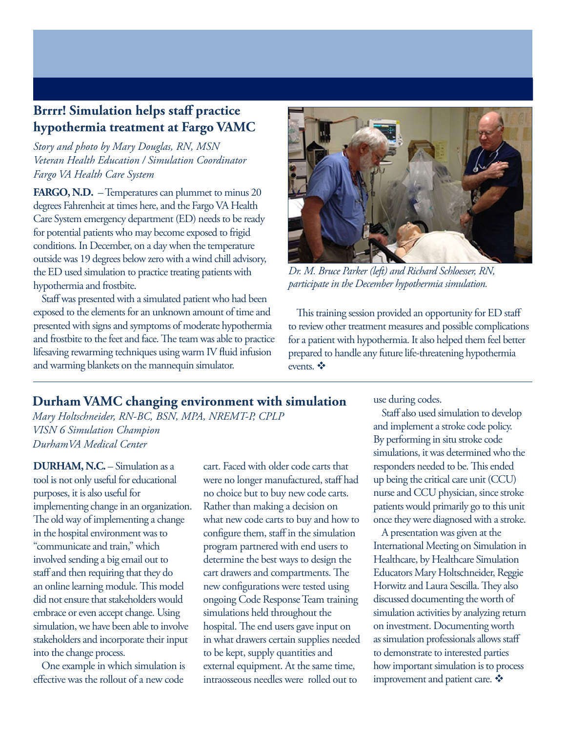## Brrrr! Simulation helps staff practice hypothermia treatment at Fargo VAMC

*Story and photo by Mary Douglas, RN, MSN*
*Veteran Health Education / Simulation Coordinator*
*Fargo VA Health Care System*

**FARGO, N.D.** – Temperatures can plummet to minus 20 degrees Fahrenheit at times here, and the Fargo VA Health Care System emergency department (ED) needs to be ready for potential patients who may become exposed to frigid conditions. In December, on a day when the temperature outside was 19 degrees below zero with a wind chill advisory, the ED used simulation to practice treating patients with hypothermia and frostbite.

Staff was presented with a simulated patient who had been exposed to the elements for an unknown amount of time and presented with signs and symptoms of moderate hypothermia and frostbite to the feet and face. The team was able to practice lifesaving rewarming techniques using warm IV fluid infusion and warming blankets on the mannequin simulator.

*Dr. M. Bruce Parker (left) and Richard Schloesser, RN, participate in the December hypothermia simulation.*

This training session provided an opportunity for ED staff to review other treatment measures and possible complications for a patient with hypothermia. It also helped them feel better prepared to handle any future life-threatening hypothermia events. ❖

## Durham VAMC changing environment with simulation

*Mary Holtschneider, RN-BC, BSN, MPA, NREMT-P, CPLP*
*VISN 6 Simulation Champion*
*DurhamVA Medical Center*

**DURHAM, N.C.** – Simulation as a tool is not only useful for educational purposes, it is also useful for implementing change in an organization. The old way of implementing a change in the hospital environment was to "communicate and train," which involved sending a big email out to staff and then requiring that they do an online learning module. This model did not ensure that stakeholders would embrace or even accept change. Using simulation, we have been able to involve stakeholders and incorporate their input into the change process.

One example in which simulation is effective was the rollout of a new code cart. Faced with older code carts that were no longer manufactured, staff had no choice but to buy new code carts. Rather than making a decision on what new code carts to buy and how to configure them, staff in the simulation program partnered with end users to determine the best ways to design the cart drawers and compartments. The new configurations were tested using ongoing Code Response Team training simulations held throughout the hospital. The end users gave input on in what drawers certain supplies needed to be kept, supply quantities and external equipment. At the same time, intraosseous needles were rolled out to use during codes.

Staff also used simulation to develop and implement a stroke code policy. By performing in situ stroke code simulations, it was determined who the responders needed to be. This ended up being the critical care unit (CCU) nurse and CCU physician, since stroke patients would primarily go to this unit once they were diagnosed with a stroke.

A presentation was given at the International Meeting on Simulation in Healthcare, by Healthcare Simulation Educators Mary Holtschneider, Reggie Horwitz and Laura Sescilla. They also discussed documenting the worth of simulation activities by analyzing return on investment. Documenting worth as simulation professionals allows staff to demonstrate to interested parties how important simulation is to process improvement and patient care. ❖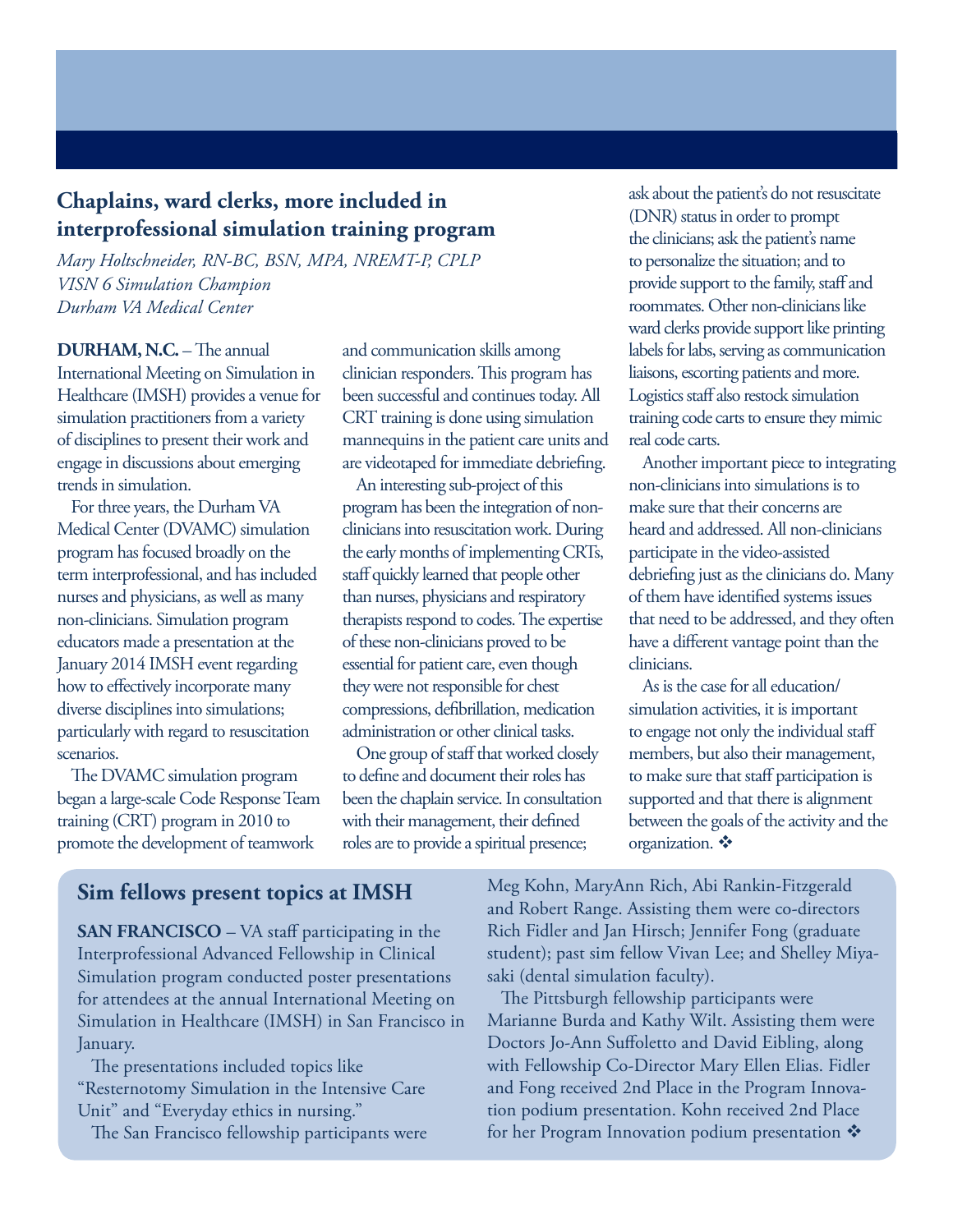## Chaplains, ward clerks, more included in interprofessional simulation training program

*Mary Holtschneider, RN-BC, BSN, MPA, NREMT-P, CPLP*
*VISN 6 Simulation Champion*
*Durham VA Medical Center*

**DURHAM, N.C.** – The annual International Meeting on Simulation in Healthcare (IMSH) provides a venue for simulation practitioners from a variety of disciplines to present their work and engage in discussions about emerging trends in simulation.

For three years, the Durham VA Medical Center (DVAMC) simulation program has focused broadly on the term interprofessional, and has included nurses and physicians, as well as many non-clinicians. Simulation program educators made a presentation at the January 2014 IMSH event regarding how to effectively incorporate many diverse disciplines into simulations; particularly with regard to resuscitation scenarios.

The DVAMC simulation program began a large-scale Code Response Team training (CRT) program in 2010 to promote the development of teamwork and communication skills among clinician responders. This program has been successful and continues today. All CRT training is done using simulation mannequins in the patient care units and are videotaped for immediate debriefing.

An interesting sub-project of this program has been the integration of non-clinicians into resuscitation work. During the early months of implementing CRTs, staff quickly learned that people other than nurses, physicians and respiratory therapists respond to codes. The expertise of these non-clinicians proved to be essential for patient care, even though they were not responsible for chest compressions, defibrillation, medication administration or other clinical tasks.

One group of staff that worked closely to define and document their roles has been the chaplain service. In consultation with their management, their defined roles are to provide a spiritual presence; ask about the patient's do not resuscitate (DNR) status in order to prompt the clinicians; ask the patient's name to personalize the situation; and to provide support to the family, staff and roommates. Other non-clinicians like ward clerks provide support like printing labels for labs, serving as communication liaisons, escorting patients and more. Logistics staff also restock simulation training code carts to ensure they mimic real code carts.

Another important piece to integrating non-clinicians into simulations is to make sure that their concerns are heard and addressed. All non-clinicians participate in the video-assisted debriefing just as the clinicians do. Many of them have identified systems issues that need to be addressed, and they often have a different vantage point than the clinicians.

As is the case for all education/simulation activities, it is important to engage not only the individual staff members, but also their management, to make sure that staff participation is supported and that there is alignment between the goals of the activity and the organization. ❖

## Sim fellows present topics at IMSH

**SAN FRANCISCO** – VA staff participating in the Interprofessional Advanced Fellowship in Clinical Simulation program conducted poster presentations for attendees at the annual International Meeting on Simulation in Healthcare (IMSH) in San Francisco in January.

The presentations included topics like "Resternotomy Simulation in the Intensive Care Unit" and "Everyday ethics in nursing."

The San Francisco fellowship participants were Meg Kohn, MaryAnn Rich, Abi Rankin-Fitzgerald and Robert Range. Assisting them were co-directors Rich Fidler and Jan Hirsch; Jennifer Fong (graduate student); past sim fellow Vivan Lee; and Shelley Miyasaki (dental simulation faculty).

The Pittsburgh fellowship participants were Marianne Burda and Kathy Wilt. Assisting them were Doctors Jo-Ann Suffoletto and David Eibling, along with Fellowship Co-Director Mary Ellen Elias. Fidler and Fong received 2nd Place in the Program Innovation podium presentation. Kohn received 2nd Place for her Program Innovation podium presentation ❖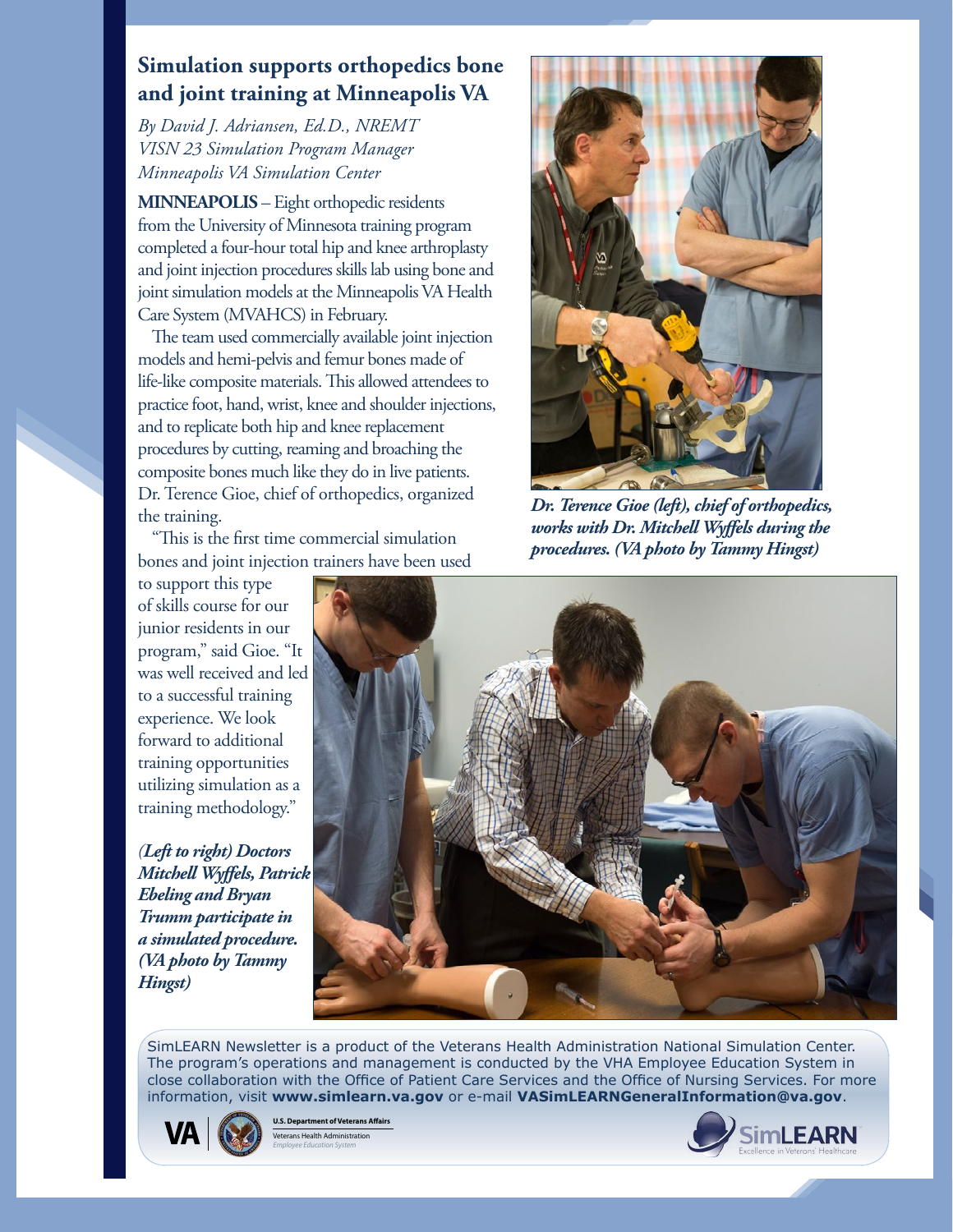## Simulation supports orthopedics bone and joint training at Minneapolis VA

*By David J. Adriansen, Ed.D., NREMT*
*VISN 23 Simulation Program Manager*
*Minneapolis VA Simulation Center*

**MINNEAPOLIS** – Eight orthopedic residents from the University of Minnesota training program completed a four-hour total hip and knee arthroplasty and joint injection procedures skills lab using bone and joint simulation models at the Minneapolis VA Health Care System (MVAHCS) in February.

The team used commercially available joint injection models and hemi-pelvis and femur bones made of life-like composite materials. This allowed attendees to practice foot, hand, wrist, knee and shoulder injections, and to replicate both hip and knee replacement procedures by cutting, reaming and broaching the composite bones much like they do in live patients. Dr. Terence Gioe, chief of orthopedics, organized the training.

"This is the first time commercial simulation bones and joint injection trainers have been used to support this type of skills course for our junior residents in our program," said Gioe. "It was well received and led to a successful training experience. We look forward to additional training opportunities utilizing simulation as a training methodology."

***Dr. Terence Gioe (left), chief of orthopedics, works with Dr. Mitchell Wyffels during the procedures. (VA photo by Tammy Hingst)***

***(Left to right) Doctors Mitchell Wyffels, Patrick Ebeling and Bryan Trumm participate in a simulated procedure. (VA photo by Tammy Hingst)***

SimLEARN Newsletter is a product of the Veterans Health Administration National Simulation Center. The program's operations and management is conducted by the VHA Employee Education System in close collaboration with the Office of Patient Care Services and the Office of Nursing Services. For more information, visit **www.simlearn.va.gov** or e-mail **VASimLEARNGeneralInformation@va.gov**.

VA | U.S. Department of Veterans Affairs
Veterans Health Administration
*Employee Education System*

SimLEARN
Excellence in Veterans' Healthcare